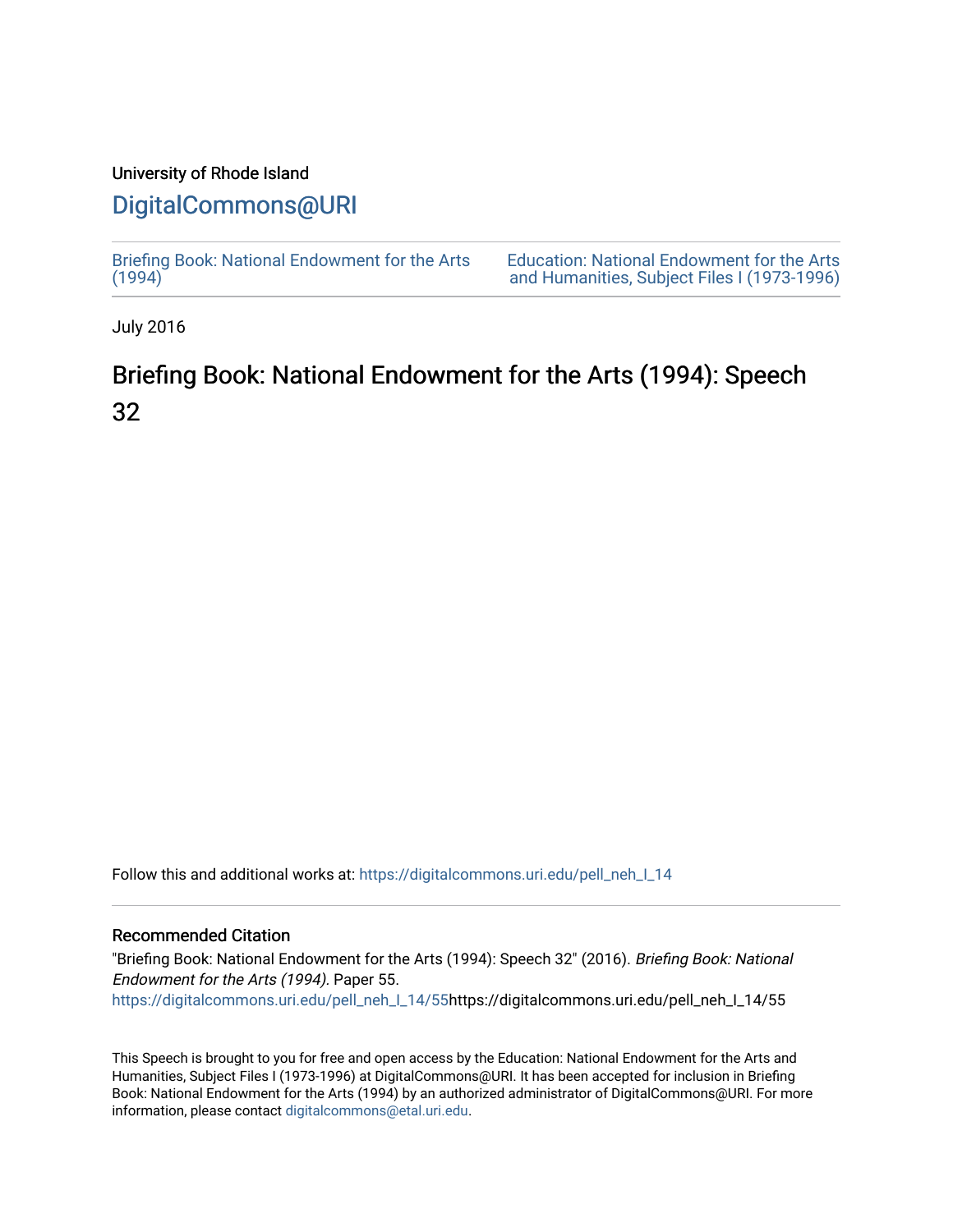University of Rhode Island

# DigitalCommons@URI

Briefing Book: National Endowment for the Arts (1994)

Education: National Endowment for the Arts and Humanities, Subject Files I (1973-1996)

July 2016

## Briefing Book: National Endowment for the Arts (1994): Speech 32

Follow this and additional works at: https://digitalcommons.uri.edu/pell_neh_I_14

### Recommended Citation

"Briefing Book: National Endowment for the Arts (1994): Speech 32" (2016). *Briefing Book: National Endowment for the Arts (1994).* Paper 55.
https://digitalcommons.uri.edu/pell_neh_I_14/55https://digitalcommons.uri.edu/pell_neh_I_14/55

This Speech is brought to you for free and open access by the Education: National Endowment for the Arts and Humanities, Subject Files I (1973-1996) at DigitalCommons@URI. It has been accepted for inclusion in Briefing Book: National Endowment for the Arts (1994) by an authorized administrator of DigitalCommons@URI. For more information, please contact digitalcommons@etal.uri.edu.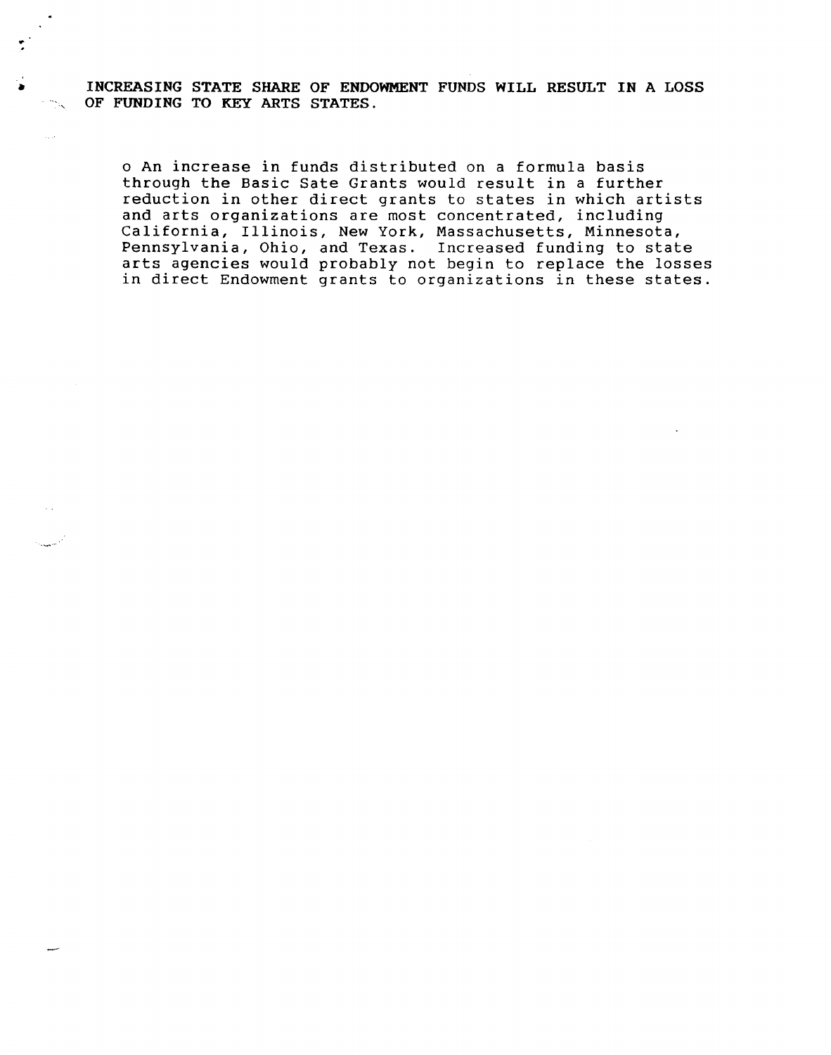**INCREASING STATE SHARE OF ENDOWMENT FUNDS WILL RESULT IN A LOSS OF FUNDING TO KEY ARTS STATES.**

o An increase in funds distributed on a formula basis through the Basic Sate Grants would result in a further reduction in other direct grants to states in which artists and arts organizations are most concentrated, including California, Illinois, New York, Massachusetts, Minnesota, Pennsylvania, Ohio, and Texas. Increased funding to state arts agencies would probably not begin to replace the losses in direct Endowment grants to organizations in these states.